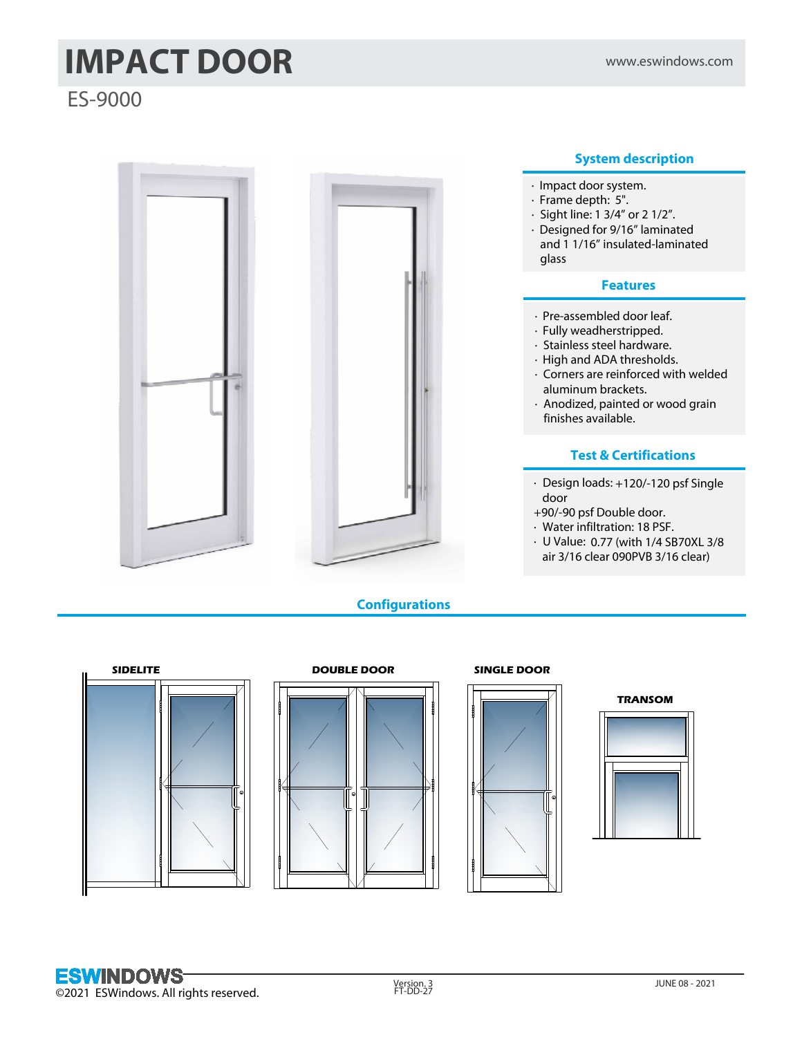# IMPACT DOOR

www.eswindows.com

## ES-9000

### System description

- Impact door system.
- Frame depth: 5".
- Sight line: 1 3/4" or 2 1/2".
- Designed for 9/16" laminated and 1 1/16" insulated-laminated glass

### Features

- Pre-assembled door leaf.
- Fully weatherstripped.
- Stainless steel hardware.
- High and ADA thresholds.
- Corners are reinforced with welded aluminum brackets.
- Anodized, painted or wood grain finishes available.

### Test & Certifications

- Design loads: +120/-120 psf Single door

+90/-90 psf Double door.

- Water infiltration: 18 PSF.
- U Value: 0.77 (with 1/4 SB70XL 3/8 air 3/16 clear 090PVB 3/16 clear)

### Configurations

SIDELITE

DOUBLE DOOR

SINGLE DOOR

TRANSOM

ESWINDOWS
©2021 ESWindows. All rights reserved.

Version. 3
FT-DD-27

JUNE 08 - 2021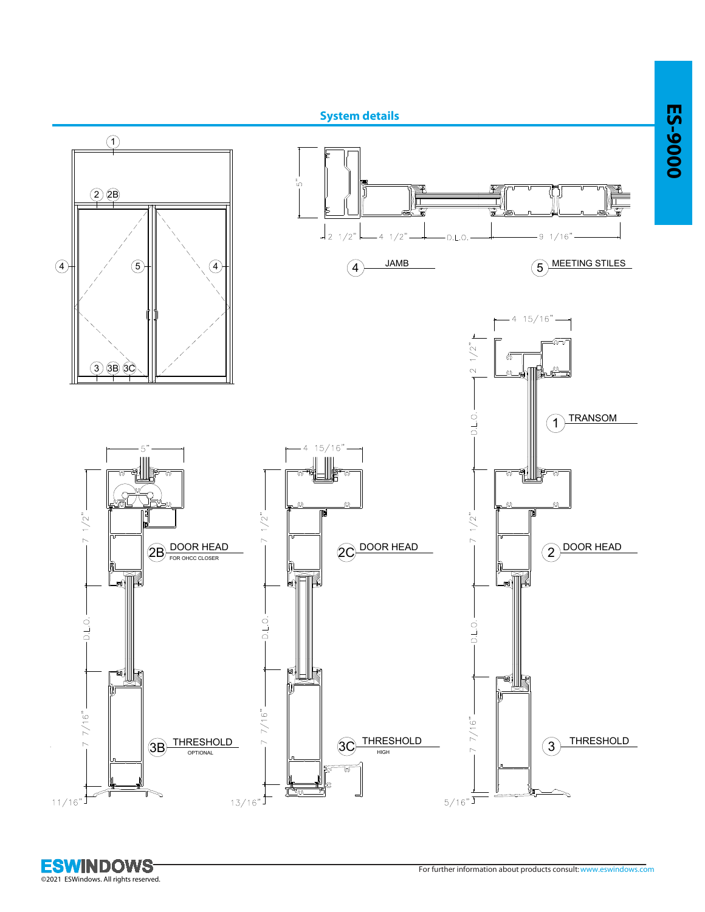## System details

ES-9000

1

2 2B

4 5 4

3 3B 3C

5"

2 1/2" 4 1/2" D.L.O. 9 1/16"

4 JAMB

5 MEETING STILES

4 15/16"

2 1/2"

D.L.O.

1 TRANSOM

5"

4 15/16"

7 1/2"

7 1/2"

7 1/2"

2B DOOR HEAD
FOR OHCC CLOSER

2C DOOR HEAD

2 DOOR HEAD

D.L.O.

D.L.O.

D.L.O.

7 7/16"

7 7/16"

7 7/16"

3B THRESHOLD
OPTIONAL

3C THRESHOLD
HIGH

3 THRESHOLD

11/16"

13/16"

5/16"

ESWINDOWS
©2021 ESWindows. All rights reserved.

For further information about products consult: www.eswindows.com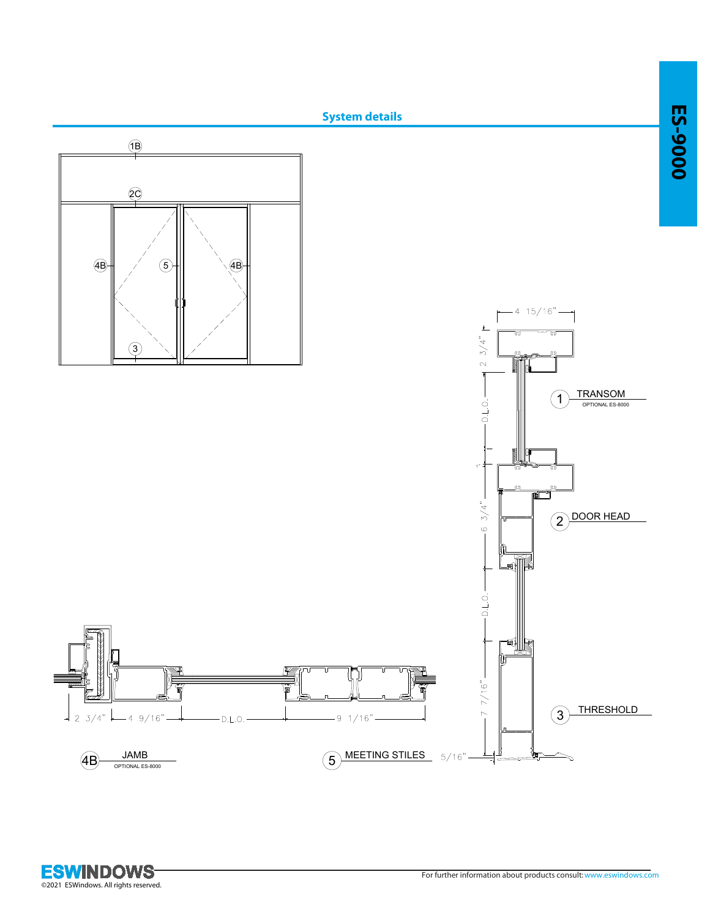## System details

1B

2C

4B 5 4B

3

4 15/16"

2 3/4"

D.L.O.

1 TRANSOM
OPTIONAL ES-8000

1"

6 3/4"

2 DOOR HEAD

D.L.O.

7 7/16"

3 THRESHOLD

5/16"

2 3/4" 4 9/16" D.L.O. 9 1/16"

4B JAMB
OPTIONAL ES-8000

5 MEETING STILES

©2021 ESWindows. All rights reserved.

For further information about products consult: www.eswindows.com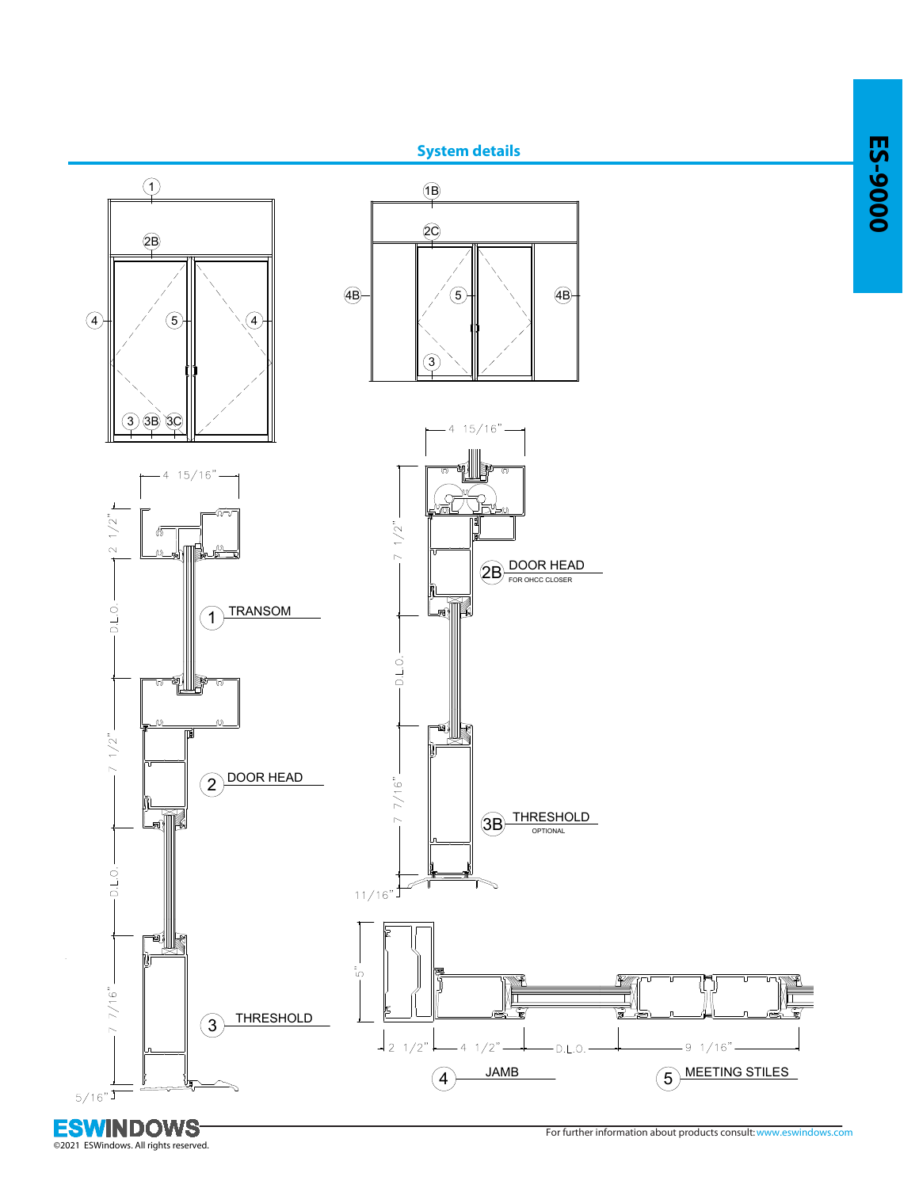## System details

1 TRANSOM

2 DOOR HEAD

3 THRESHOLD

2B DOOR HEAD
FOR OHCC CLOSER

3B THRESHOLD
OPTIONAL

4 JAMB

5 MEETING STILES

For further information about products consult: www.eswindows.com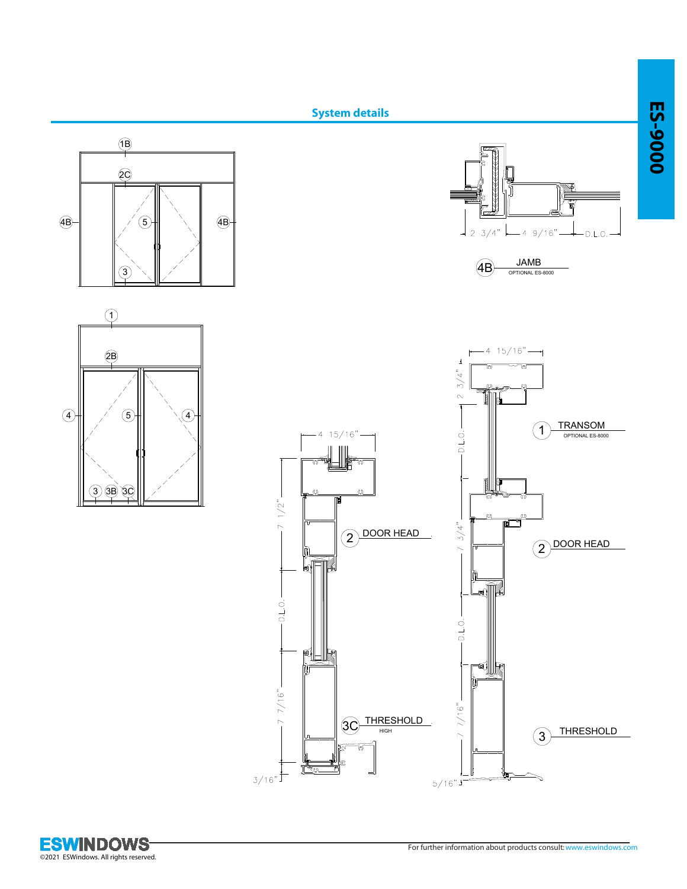## System details

4B JAMB
OPTIONAL ES-8000

2 3/4" — 4 9/16" — D.L.O.

2 DOOR HEAD

3C THRESHOLD
HIGH

4 15/16" — 7 1/2" — D.L.O. — 7 7/16" — 3/16"

1 TRANSOM
OPTIONAL ES-8000

2 DOOR HEAD

3 THRESHOLD

4 15/16" — 2 3/4" — D.L.O. — 7 3/4" — D.L.O. — 7 7/16" — 5/16"

For further information about products consult: www.eswindows.com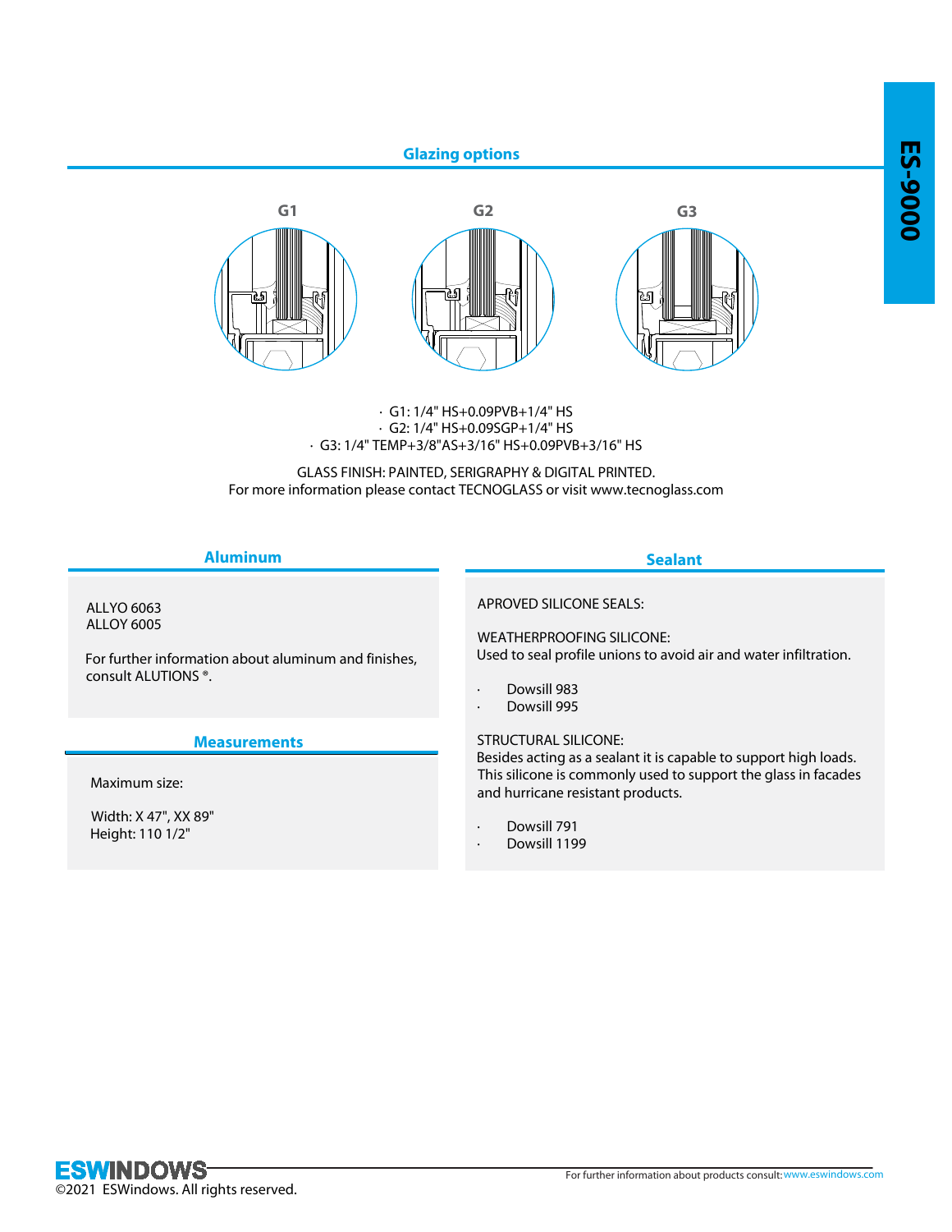## Glazing options

G1 G2 G3

- G1: 1/4" HS+0.09PVB+1/4" HS
- G2: 1/4" HS+0.09SGP+1/4" HS
- G3: 1/4" TEMP+3/8"AS+3/16" HS+0.09PVB+3/16" HS

GLASS FINISH: PAINTED, SERIGRAPHY & DIGITAL PRINTED.
For more information please contact TECNOGLASS or visit www.tecnoglass.com

## Aluminum

ALLYO 6063
ALLOY 6005

For further information about aluminum and finishes, consult ALUTIONS ®.

## Measurements

Maximum size:

Width: X 47", XX 89"
Height: 110 1/2"

## Sealant

APROVED SILICONE SEALS:

WEATHERPROOFING SILICONE:
Used to seal profile unions to avoid air and water infiltration.

- Dowsill 983
- Dowsill 995

STRUCTURAL SILICONE:
Besides acting as a sealant it is capable to support high loads. This silicone is commonly used to support the glass in facades and hurricane resistant products.

- Dowsill 791
- Dowsill 1199